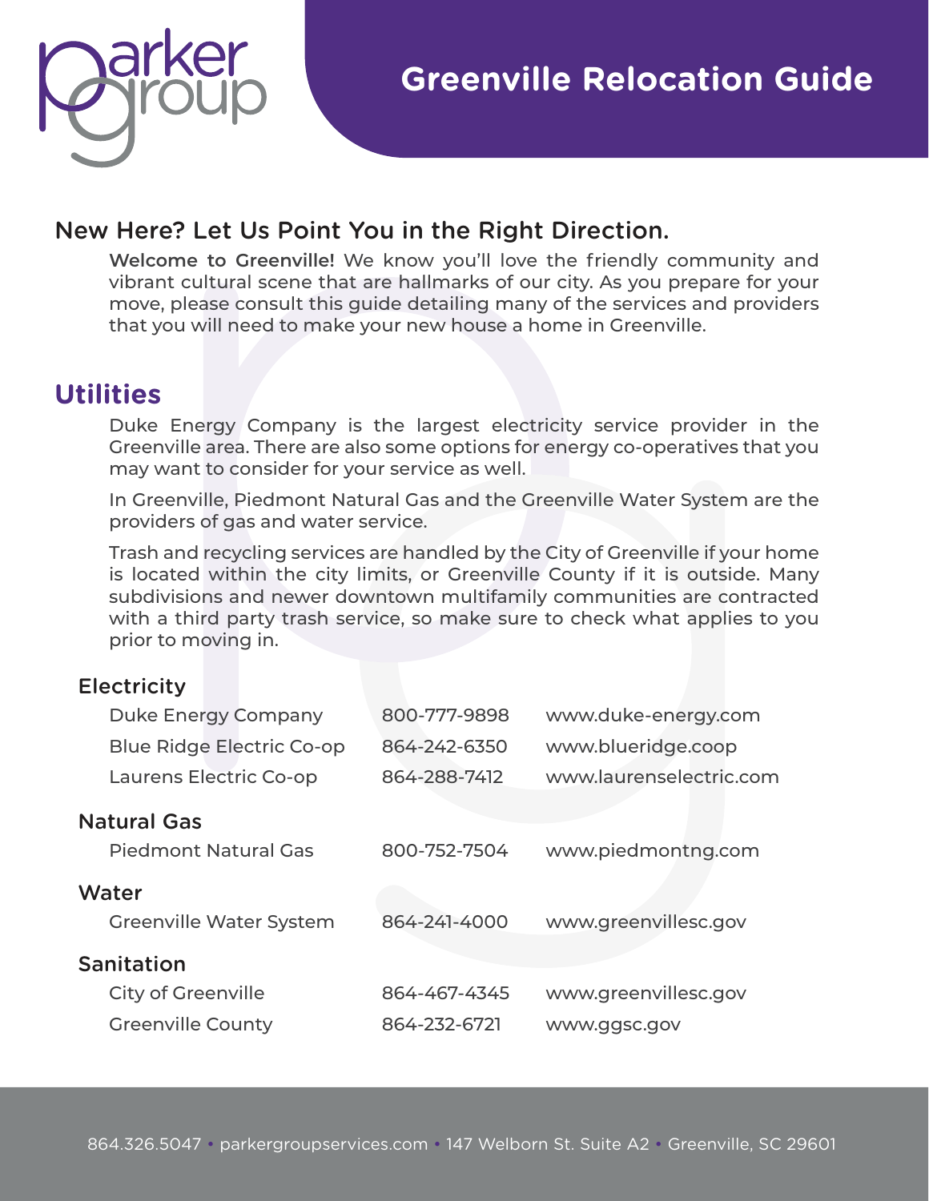# Greenville Relocation Guide

## New Here? Let Us Point You in the Right Direction.

**Welcome to Greenville!** We know you'll love the friendly community and vibrant cultural scene that are hallmarks of our city. As you prepare for your move, please consult this guide detailing many of the services and providers that you will need to make your new house a home in Greenville.

## Utilities

Duke Energy Company is the largest electricity service provider in the Greenville area. There are also some options for energy co-operatives that you may want to consider for your service as well.

In Greenville, Piedmont Natural Gas and the Greenville Water System are the providers of gas and water service.

Trash and recycling services are handled by the City of Greenville if your home is located within the city limits, or Greenville County if it is outside. Many subdivisions and newer downtown multifamily communities are contracted with a third party trash service, so make sure to check what applies to you prior to moving in.

### Electricity

| | | |
|---|---|---|
| Duke Energy Company | 800-777-9898 | www.duke-energy.com |
| Blue Ridge Electric Co-op | 864-242-6350 | www.blueridge.coop |
| Laurens Electric Co-op | 864-288-7412 | www.laurenselectric.com |

### Natural Gas

| | | |
|---|---|---|
| Piedmont Natural Gas | 800-752-7504 | www.piedmontng.com |

### Water

| | | |
|---|---|---|
| Greenville Water System | 864-241-4000 | www.greenvillesc.gov |

### Sanitation

| | | |
|---|---|---|
| City of Greenville | 864-467-4345 | www.greenvillesc.gov |
| Greenville County | 864-232-6721 | www.ggsc.gov |

864.326.5047 • parkergroupservices.com • 147 Welborn St. Suite A2 • Greenville, SC 29601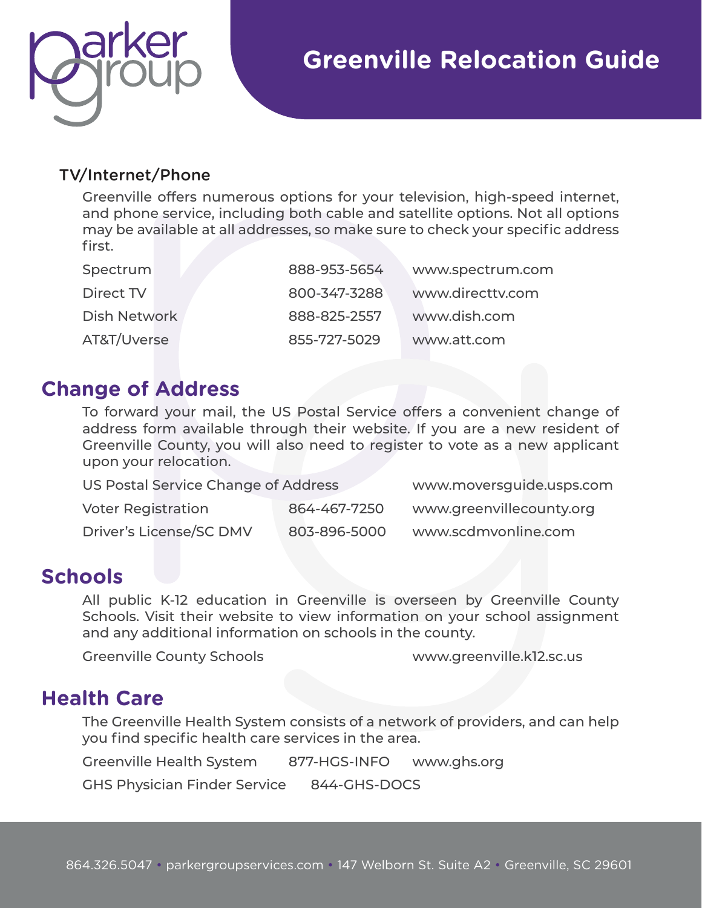# Greenville Relocation Guide

### TV/Internet/Phone

Greenville offers numerous options for your television, high-speed internet, and phone service, including both cable and satellite options. Not all options may be available at all addresses, so make sure to check your specific address first.

| | | |
|---|---|---|
| Spectrum | 888-953-5654 | www.spectrum.com |
| Direct TV | 800-347-3288 | www.directtv.com |
| Dish Network | 888-825-2557 | www.dish.com |
| AT&T/Uverse | 855-727-5029 | www.att.com |

## Change of Address

To forward your mail, the US Postal Service offers a convenient change of address form available through their website. If you are a new resident of Greenville County, you will also need to register to vote as a new applicant upon your relocation.

| | | |
|---|---|---|
| US Postal Service Change of Address | | www.moversguide.usps.com |
| Voter Registration | 864-467-7250 | www.greenvillecounty.org |
| Driver's License/SC DMV | 803-896-5000 | www.scdmvonline.com |

## Schools

All public K-12 education in Greenville is overseen by Greenville County Schools. Visit their website to view information on your school assignment and any additional information on schools in the county.

Greenville County Schools — www.greenville.k12.sc.us

## Health Care

The Greenville Health System consists of a network of providers, and can help you find specific health care services in the area.

| | | |
|---|---|---|
| Greenville Health System | 877-HGS-INFO | www.ghs.org |
| GHS Physician Finder Service | 844-GHS-DOCS | |

864.326.5047 • parkergroupservices.com • 147 Welborn St. Suite A2 • Greenville, SC 29601